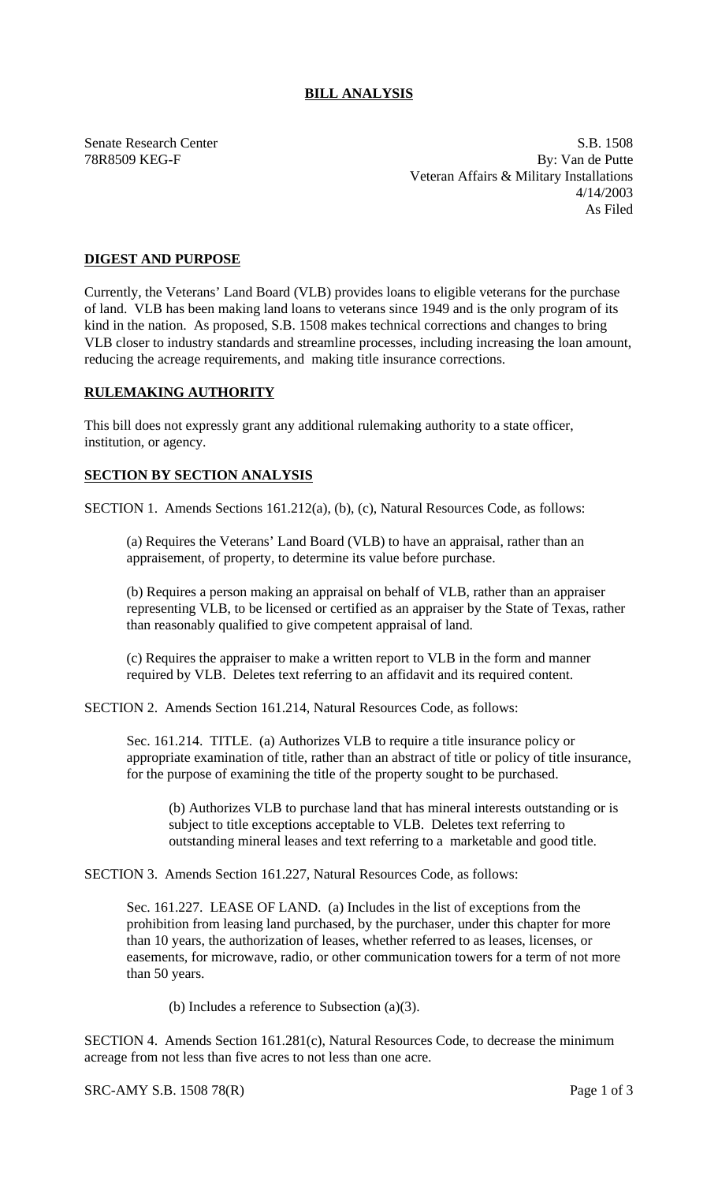# BILL ANALYSIS

Senate Research Center
78R8509 KEG-F

S.B. 1508
By: Van de Putte
Veteran Affairs & Military Installations
4/14/2003
As Filed

## DIGEST AND PURPOSE

Currently, the Veterans' Land Board (VLB) provides loans to eligible veterans for the purchase of land. VLB has been making land loans to veterans since 1949 and is the only program of its kind in the nation. As proposed, S.B. 1508 makes technical corrections and changes to bring VLB closer to industry standards and streamline processes, including increasing the loan amount, reducing the acreage requirements, and making title insurance corrections.

## RULEMAKING AUTHORITY

This bill does not expressly grant any additional rulemaking authority to a state officer, institution, or agency.

## SECTION BY SECTION ANALYSIS

SECTION 1. Amends Sections 161.212(a), (b), (c), Natural Resources Code, as follows:

(a) Requires the Veterans' Land Board (VLB) to have an appraisal, rather than an appraisement, of property, to determine its value before purchase.

(b) Requires a person making an appraisal on behalf of VLB, rather than an appraiser representing VLB, to be licensed or certified as an appraiser by the State of Texas, rather than reasonably qualified to give competent appraisal of land.

(c) Requires the appraiser to make a written report to VLB in the form and manner required by VLB. Deletes text referring to an affidavit and its required content.

SECTION 2. Amends Section 161.214, Natural Resources Code, as follows:

Sec. 161.214. TITLE. (a) Authorizes VLB to require a title insurance policy or appropriate examination of title, rather than an abstract of title or policy of title insurance, for the purpose of examining the title of the property sought to be purchased.

(b) Authorizes VLB to purchase land that has mineral interests outstanding or is subject to title exceptions acceptable to VLB. Deletes text referring to outstanding mineral leases and text referring to a marketable and good title.

SECTION 3. Amends Section 161.227, Natural Resources Code, as follows:

Sec. 161.227. LEASE OF LAND. (a) Includes in the list of exceptions from the prohibition from leasing land purchased, by the purchaser, under this chapter for more than 10 years, the authorization of leases, whether referred to as leases, licenses, or easements, for microwave, radio, or other communication towers for a term of not more than 50 years.

(b) Includes a reference to Subsection (a)(3).

SECTION 4. Amends Section 161.281(c), Natural Resources Code, to decrease the minimum acreage from not less than five acres to not less than one acre.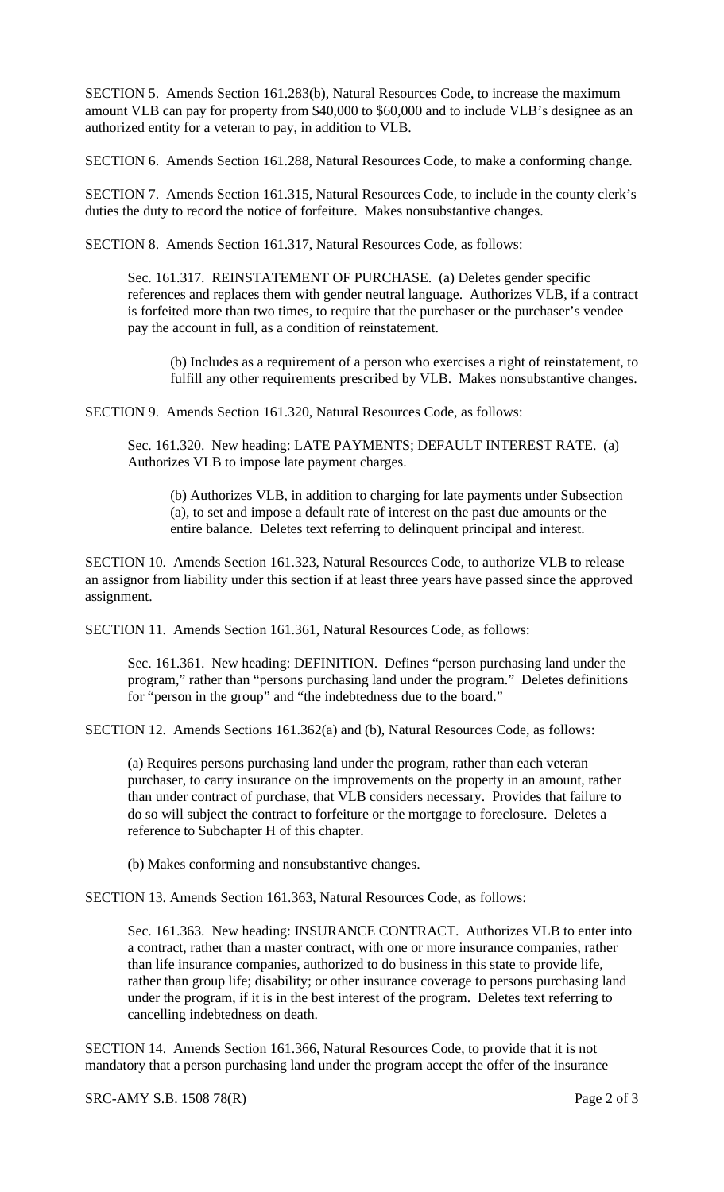SECTION 5. Amends Section 161.283(b), Natural Resources Code, to increase the maximum amount VLB can pay for property from $40,000 to $60,000 and to include VLB's designee as an authorized entity for a veteran to pay, in addition to VLB.

SECTION 6. Amends Section 161.288, Natural Resources Code, to make a conforming change.

SECTION 7. Amends Section 161.315, Natural Resources Code, to include in the county clerk's duties the duty to record the notice of forfeiture. Makes nonsubstantive changes.

SECTION 8. Amends Section 161.317, Natural Resources Code, as follows:

> Sec. 161.317. REINSTATEMENT OF PURCHASE. (a) Deletes gender specific references and replaces them with gender neutral language. Authorizes VLB, if a contract is forfeited more than two times, to require that the purchaser or the purchaser's vendee pay the account in full, as a condition of reinstatement.
>
> > (b) Includes as a requirement of a person who exercises a right of reinstatement, to fulfill any other requirements prescribed by VLB. Makes nonsubstantive changes.

SECTION 9. Amends Section 161.320, Natural Resources Code, as follows:

> Sec. 161.320. New heading: LATE PAYMENTS; DEFAULT INTEREST RATE. (a) Authorizes VLB to impose late payment charges.
>
> > (b) Authorizes VLB, in addition to charging for late payments under Subsection (a), to set and impose a default rate of interest on the past due amounts or the entire balance. Deletes text referring to delinquent principal and interest.

SECTION 10. Amends Section 161.323, Natural Resources Code, to authorize VLB to release an assignor from liability under this section if at least three years have passed since the approved assignment.

SECTION 11. Amends Section 161.361, Natural Resources Code, as follows:

> Sec. 161.361. New heading: DEFINITION. Defines "person purchasing land under the program," rather than "persons purchasing land under the program." Deletes definitions for "person in the group" and "the indebtedness due to the board."

SECTION 12. Amends Sections 161.362(a) and (b), Natural Resources Code, as follows:

> (a) Requires persons purchasing land under the program, rather than each veteran purchaser, to carry insurance on the improvements on the property in an amount, rather than under contract of purchase, that VLB considers necessary. Provides that failure to do so will subject the contract to forfeiture or the mortgage to foreclosure. Deletes a reference to Subchapter H of this chapter.
>
> (b) Makes conforming and nonsubstantive changes.

SECTION 13. Amends Section 161.363, Natural Resources Code, as follows:

> Sec. 161.363. New heading: INSURANCE CONTRACT. Authorizes VLB to enter into a contract, rather than a master contract, with one or more insurance companies, rather than life insurance companies, authorized to do business in this state to provide life, rather than group life; disability; or other insurance coverage to persons purchasing land under the program, if it is in the best interest of the program. Deletes text referring to cancelling indebtedness on death.

SECTION 14. Amends Section 161.366, Natural Resources Code, to provide that it is not mandatory that a person purchasing land under the program accept the offer of the insurance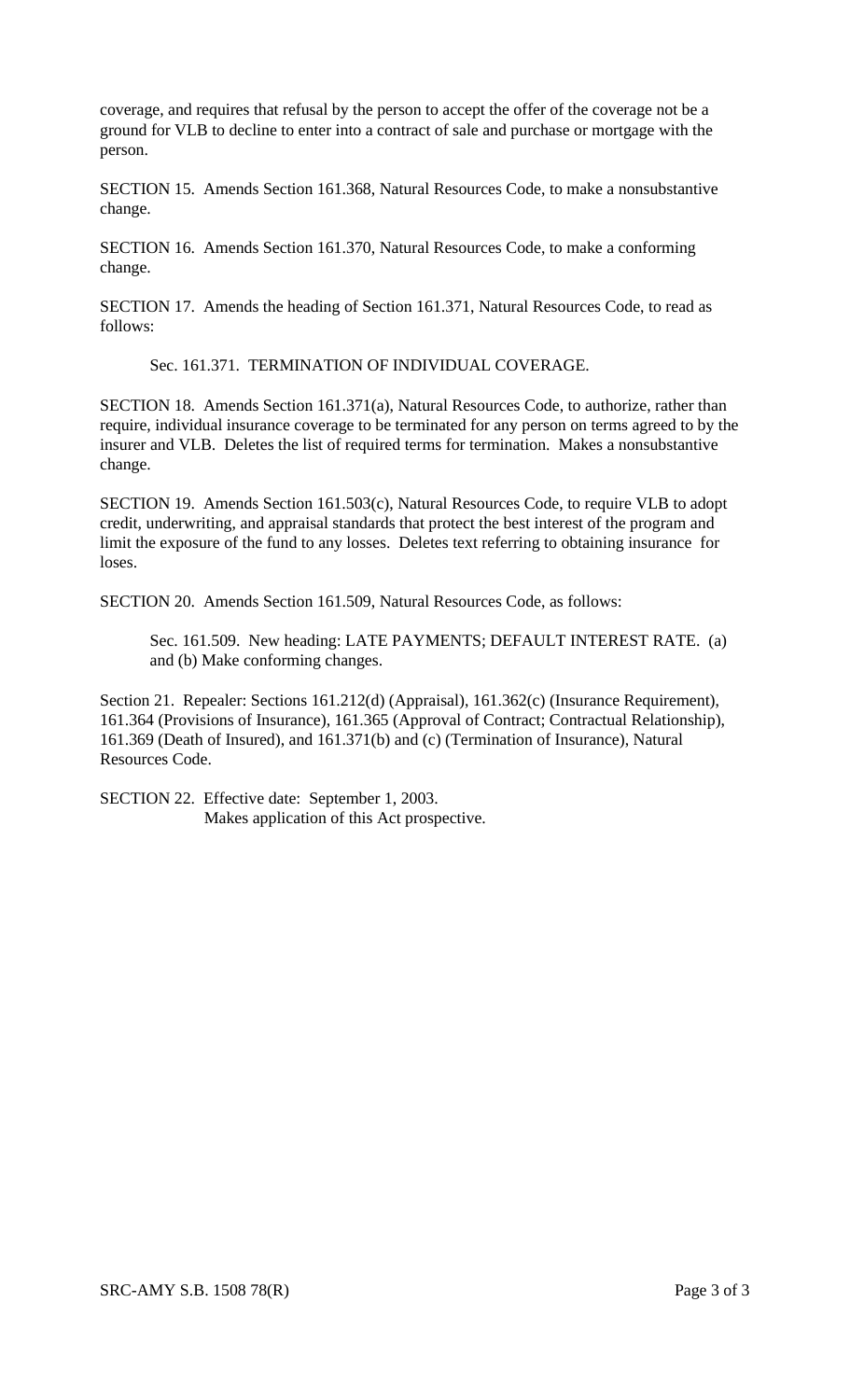coverage, and requires that refusal by the person to accept the offer of the coverage not be a ground for VLB to decline to enter into a contract of sale and purchase or mortgage with the person.

SECTION 15. Amends Section 161.368, Natural Resources Code, to make a nonsubstantive change.

SECTION 16. Amends Section 161.370, Natural Resources Code, to make a conforming change.

SECTION 17. Amends the heading of Section 161.371, Natural Resources Code, to read as follows:

> Sec. 161.371. TERMINATION OF INDIVIDUAL COVERAGE.

SECTION 18. Amends Section 161.371(a), Natural Resources Code, to authorize, rather than require, individual insurance coverage to be terminated for any person on terms agreed to by the insurer and VLB. Deletes the list of required terms for termination. Makes a nonsubstantive change.

SECTION 19. Amends Section 161.503(c), Natural Resources Code, to require VLB to adopt credit, underwriting, and appraisal standards that protect the best interest of the program and limit the exposure of the fund to any losses. Deletes text referring to obtaining insurance for loses.

SECTION 20. Amends Section 161.509, Natural Resources Code, as follows:

> Sec. 161.509. New heading: LATE PAYMENTS; DEFAULT INTEREST RATE. (a) and (b) Make conforming changes.

Section 21. Repealer: Sections 161.212(d) (Appraisal), 161.362(c) (Insurance Requirement), 161.364 (Provisions of Insurance), 161.365 (Approval of Contract; Contractual Relationship), 161.369 (Death of Insured), and 161.371(b) and (c) (Termination of Insurance), Natural Resources Code.

SECTION 22. Effective date: September 1, 2003.
Makes application of this Act prospective.